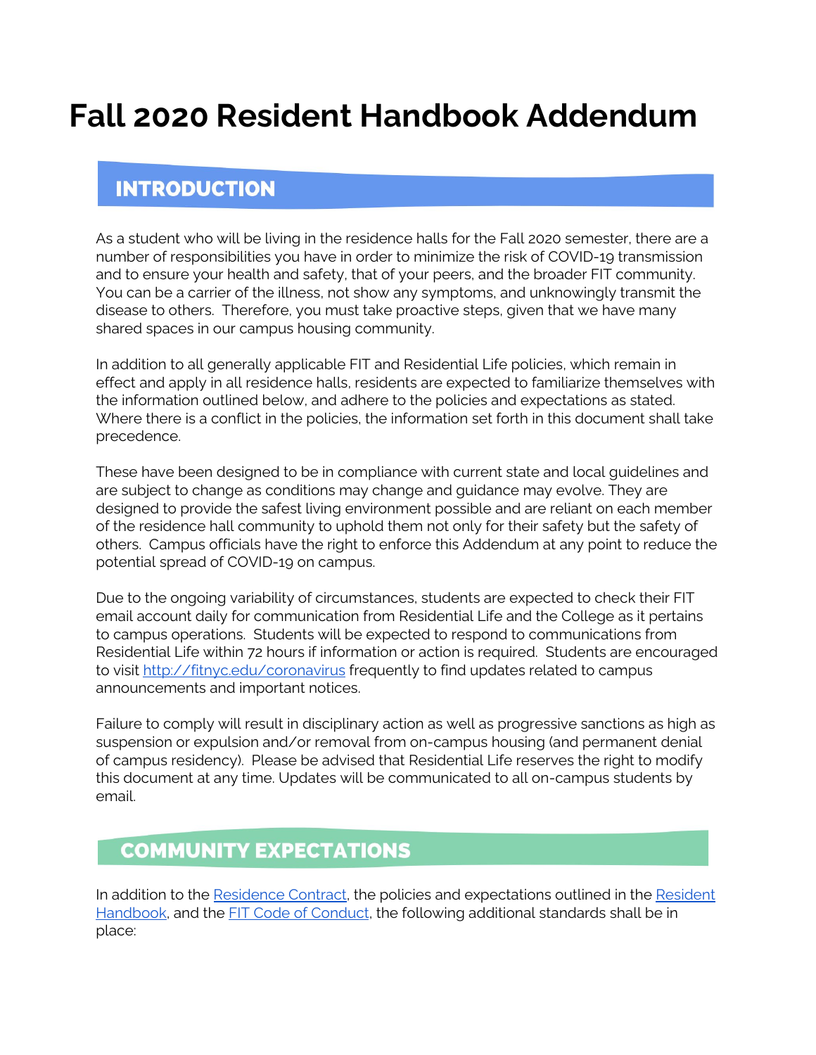# Fall 2020 Resident Handbook Addendum

## INTRODUCTION

As a student who will be living in the residence halls for the Fall 2020 semester, there are a number of responsibilities you have in order to minimize the risk of COVID-19 transmission and to ensure your health and safety, that of your peers, and the broader FIT community. You can be a carrier of the illness, not show any symptoms, and unknowingly transmit the disease to others. Therefore, you must take proactive steps, given that we have many shared spaces in our campus housing community.

In addition to all generally applicable FIT and Residential Life policies, which remain in effect and apply in all residence halls, residents are expected to familiarize themselves with the information outlined below, and adhere to the policies and expectations as stated. Where there is a conflict in the policies, the information set forth in this document shall take precedence.

These have been designed to be in compliance with current state and local guidelines and are subject to change as conditions may change and guidance may evolve. They are designed to provide the safest living environment possible and are reliant on each member of the residence hall community to uphold them not only for their safety but the safety of others. Campus officials have the right to enforce this Addendum at any point to reduce the potential spread of COVID-19 on campus.

Due to the ongoing variability of circumstances, students are expected to check their FIT email account daily for communication from Residential Life and the College as it pertains to campus operations. Students will be expected to respond to communications from Residential Life within 72 hours if information or action is required. Students are encouraged to visit [http://fitnyc.edu/coronavirus](http://fitnyc.edu/coronavirus) frequently to find updates related to campus announcements and important notices.

Failure to comply will result in disciplinary action as well as progressive sanctions as high as suspension or expulsion and/or removal from on-campus housing (and permanent denial of campus residency). Please be advised that Residential Life reserves the right to modify this document at any time. Updates will be communicated to all on-campus students by email.

## COMMUNITY EXPECTATIONS

In addition to the Residence Contract, the policies and expectations outlined in the Resident Handbook, and the FIT Code of Conduct, the following additional standards shall be in place: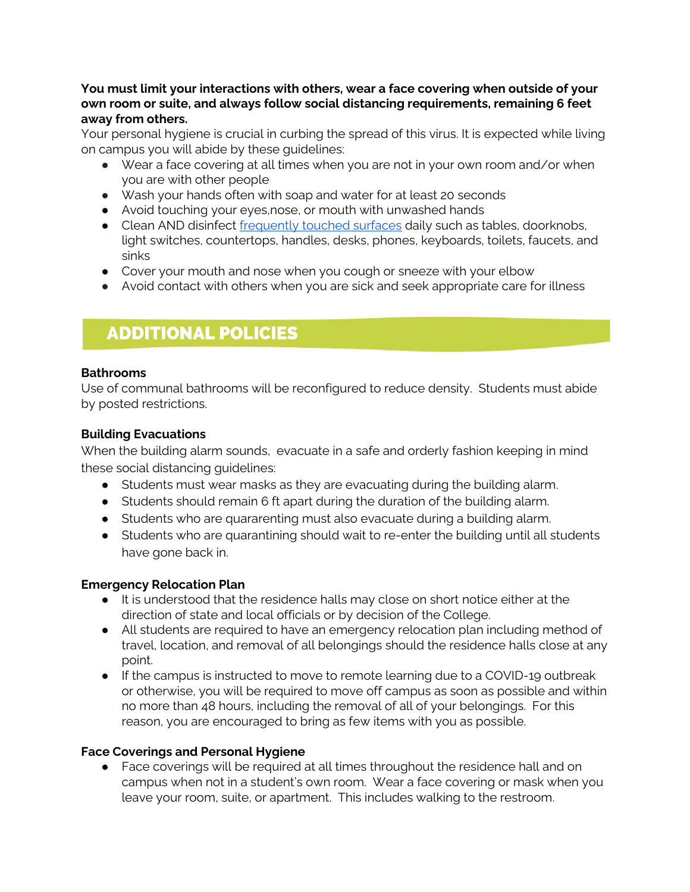**You must limit your interactions with others, wear a face covering when outside of your own room or suite, and always follow social distancing requirements, remaining 6 feet away from others.**

Your personal hygiene is crucial in curbing the spread of this virus. It is expected while living on campus you will abide by these guidelines:

- Wear a face covering at all times when you are not in your own room and/or when you are with other people
- Wash your hands often with soap and water for at least 20 seconds
- Avoid touching your eyes,nose, or mouth with unwashed hands
- Clean AND disinfect [frequently touched surfaces] daily such as tables, doorknobs, light switches, countertops, handles, desks, phones, keyboards, toilets, faucets, and sinks
- Cover your mouth and nose when you cough or sneeze with your elbow
- Avoid contact with others when you are sick and seek appropriate care for illness

## ADDITIONAL POLICIES

**Bathrooms**

Use of communal bathrooms will be reconfigured to reduce density. Students must abide by posted restrictions.

**Building Evacuations**

When the building alarm sounds, evacuate in a safe and orderly fashion keeping in mind these social distancing guidelines:

- Students must wear masks as they are evacuating during the building alarm.
- Students should remain 6 ft apart during the duration of the building alarm.
- Students who are quararenting must also evacuate during a building alarm.
- Students who are quarantining should wait to re-enter the building until all students have gone back in.

**Emergency Relocation Plan**

- It is understood that the residence halls may close on short notice either at the direction of state and local officials or by decision of the College.
- All students are required to have an emergency relocation plan including method of travel, location, and removal of all belongings should the residence halls close at any point.
- If the campus is instructed to move to remote learning due to a COVID-19 outbreak or otherwise, you will be required to move off campus as soon as possible and within no more than 48 hours, including the removal of all of your belongings. For this reason, you are encouraged to bring as few items with you as possible.

**Face Coverings and Personal Hygiene**

- Face coverings will be required at all times throughout the residence hall and on campus when not in a student's own room. Wear a face covering or mask when you leave your room, suite, or apartment. This includes walking to the restroom.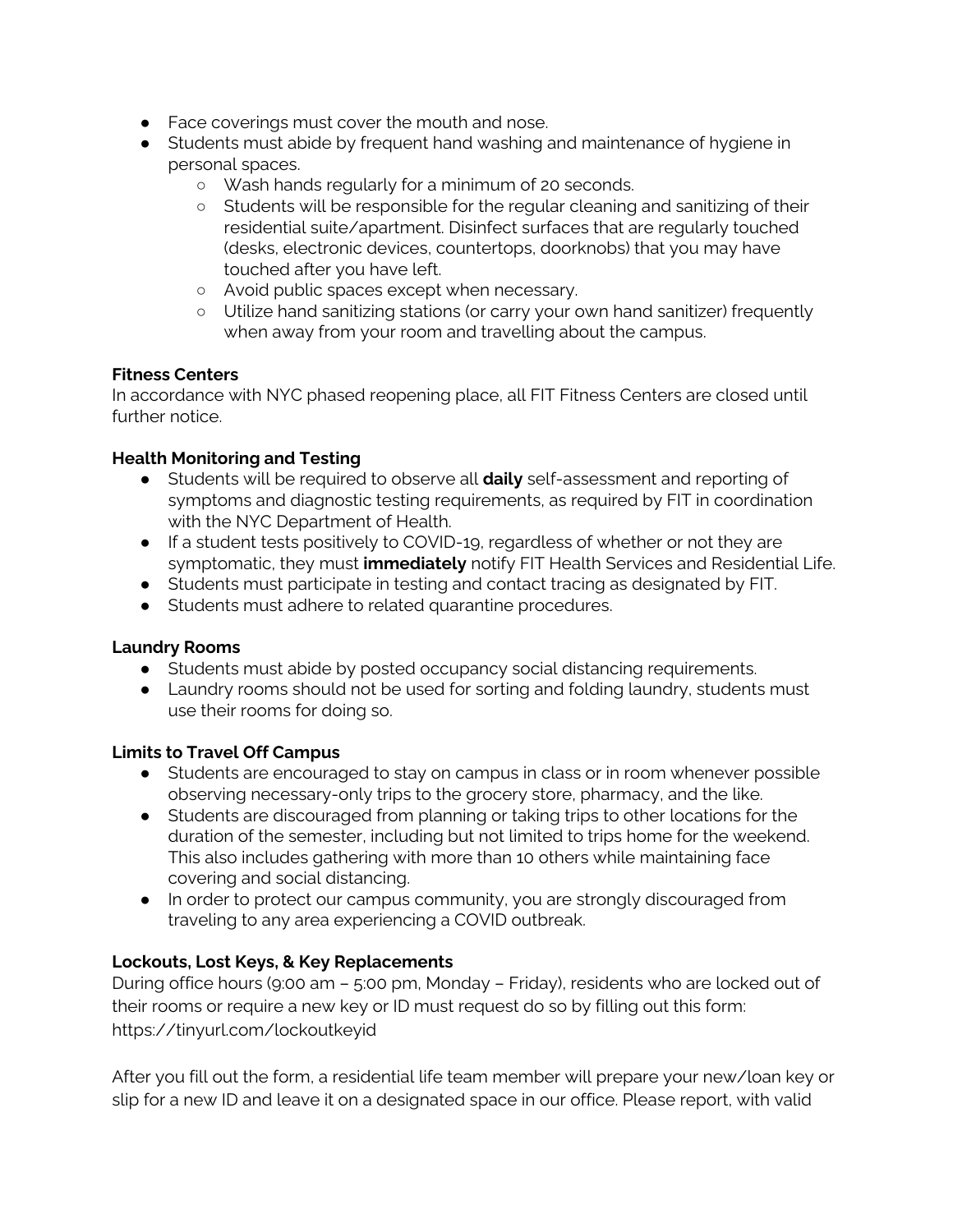- Face coverings must cover the mouth and nose.
- Students must abide by frequent hand washing and maintenance of hygiene in personal spaces.
  - Wash hands regularly for a minimum of 20 seconds.
  - Students will be responsible for the regular cleaning and sanitizing of their residential suite/apartment. Disinfect surfaces that are regularly touched (desks, electronic devices, countertops, doorknobs) that you may have touched after you have left.
  - Avoid public spaces except when necessary.
  - Utilize hand sanitizing stations (or carry your own hand sanitizer) frequently when away from your room and travelling about the campus.

**Fitness Centers**

In accordance with NYC phased reopening place, all FIT Fitness Centers are closed until further notice.

**Health Monitoring and Testing**

- Students will be required to observe all **daily** self-assessment and reporting of symptoms and diagnostic testing requirements, as required by FIT in coordination with the NYC Department of Health.
- If a student tests positively to COVID-19, regardless of whether or not they are symptomatic, they must **immediately** notify FIT Health Services and Residential Life.
- Students must participate in testing and contact tracing as designated by FIT.
- Students must adhere to related quarantine procedures.

**Laundry Rooms**

- Students must abide by posted occupancy social distancing requirements.
- Laundry rooms should not be used for sorting and folding laundry, students must use their rooms for doing so.

**Limits to Travel Off Campus**

- Students are encouraged to stay on campus in class or in room whenever possible observing necessary-only trips to the grocery store, pharmacy, and the like.
- Students are discouraged from planning or taking trips to other locations for the duration of the semester, including but not limited to trips home for the weekend. This also includes gathering with more than 10 others while maintaining face covering and social distancing.
- In order to protect our campus community, you are strongly discouraged from traveling to any area experiencing a COVID outbreak.

**Lockouts, Lost Keys, & Key Replacements**

During office hours (9:00 am – 5:00 pm, Monday – Friday), residents who are locked out of their rooms or require a new key or ID must request do so by filling out this form: https://tinyurl.com/lockoutkeyid

After you fill out the form, a residential life team member will prepare your new/loan key or slip for a new ID and leave it on a designated space in our office. Please report, with valid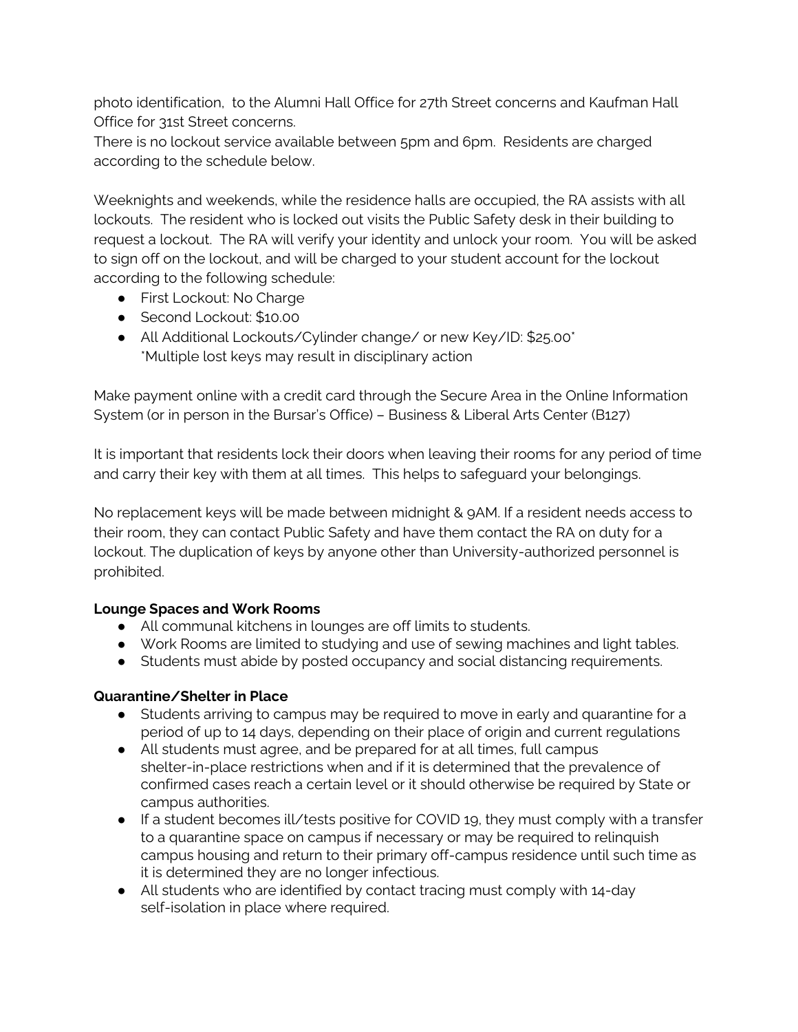photo identification,  to the Alumni Hall Office for 27th Street concerns and Kaufman Hall Office for 31st Street concerns.
There is no lockout service available between 5pm and 6pm.  Residents are charged according to the schedule below.

Weeknights and weekends, while the residence halls are occupied, the RA assists with all lockouts.  The resident who is locked out visits the Public Safety desk in their building to request a lockout.  The RA will verify your identity and unlock your room.  You will be asked to sign off on the lockout, and will be charged to your student account for the lockout according to the following schedule:

- First Lockout: No Charge
- Second Lockout: $10.00
- All Additional Lockouts/Cylinder change/ or new Key/ID: $25.00*
  *Multiple lost keys may result in disciplinary action

Make payment online with a credit card through the Secure Area in the Online Information System (or in person in the Bursar's Office) – Business & Liberal Arts Center (B127)

It is important that residents lock their doors when leaving their rooms for any period of time and carry their key with them at all times.  This helps to safeguard your belongings.

No replacement keys will be made between midnight & 9AM. If a resident needs access to their room, they can contact Public Safety and have them contact the RA on duty for a lockout. The duplication of keys by anyone other than University-authorized personnel is prohibited.

**Lounge Spaces and Work Rooms**

- All communal kitchens in lounges are off limits to students.
- Work Rooms are limited to studying and use of sewing machines and light tables.
- Students must abide by posted occupancy and social distancing requirements.

**Quarantine/Shelter in Place**

- Students arriving to campus may be required to move in early and quarantine for a period of up to 14 days, depending on their place of origin and current regulations
- All students must agree, and be prepared for at all times, full campus shelter-in-place restrictions when and if it is determined that the prevalence of confirmed cases reach a certain level or it should otherwise be required by State or campus authorities.
- If a student becomes ill/tests positive for COVID 19, they must comply with a transfer to a quarantine space on campus if necessary or may be required to relinquish campus housing and return to their primary off-campus residence until such time as it is determined they are no longer infectious.
- All students who are identified by contact tracing must comply with 14-day self-isolation in place where required.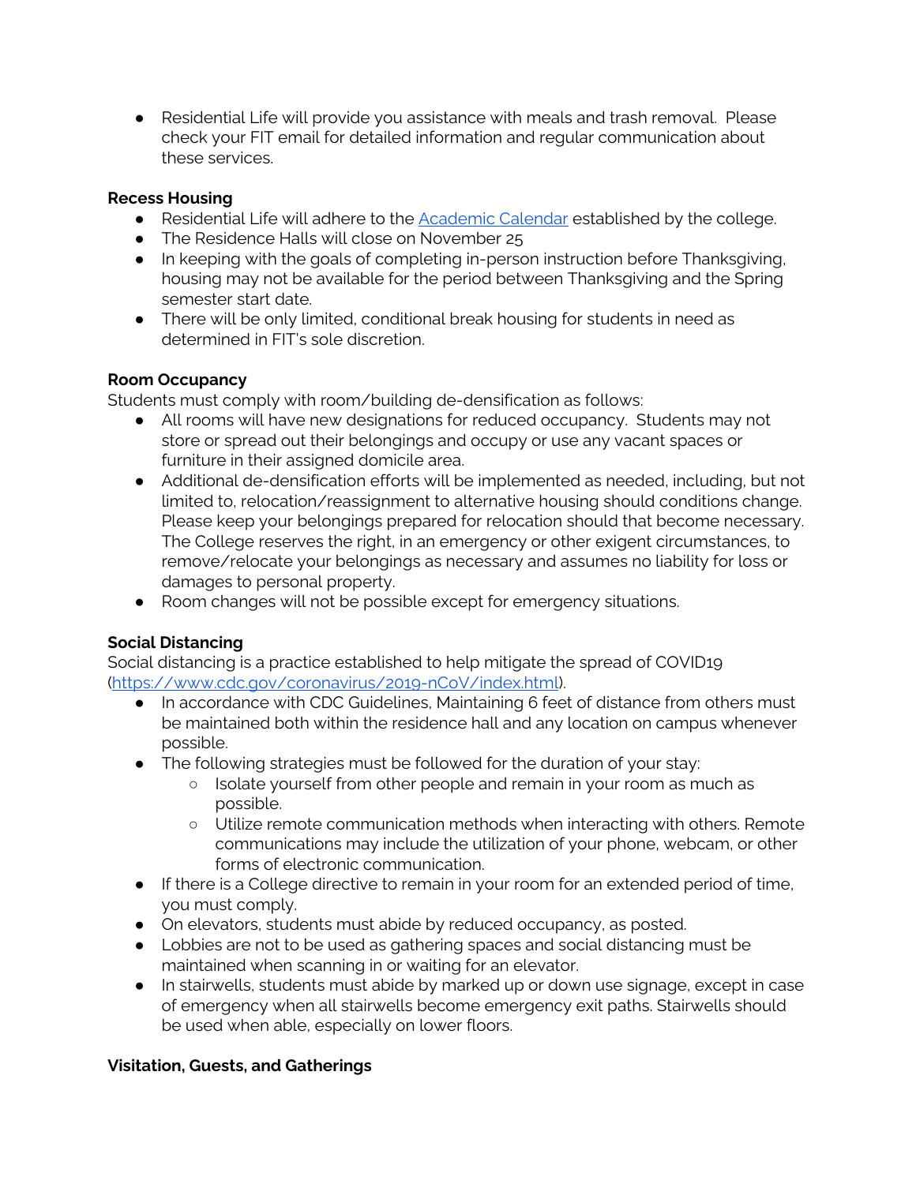- Residential Life will provide you assistance with meals and trash removal. Please check your FIT email for detailed information and regular communication about these services.

**Recess Housing**

- Residential Life will adhere to the [Academic Calendar](#) established by the college.
- The Residence Halls will close on November 25
- In keeping with the goals of completing in-person instruction before Thanksgiving, housing may not be available for the period between Thanksgiving and the Spring semester start date.
- There will be only limited, conditional break housing for students in need as determined in FIT's sole discretion.

**Room Occupancy**

Students must comply with room/building de-densification as follows:

- All rooms will have new designations for reduced occupancy. Students may not store or spread out their belongings and occupy or use any vacant spaces or furniture in their assigned domicile area.
- Additional de-densification efforts will be implemented as needed, including, but not limited to, relocation/reassignment to alternative housing should conditions change. Please keep your belongings prepared for relocation should that become necessary. The College reserves the right, in an emergency or other exigent circumstances, to remove/relocate your belongings as necessary and assumes no liability for loss or damages to personal property.
- Room changes will not be possible except for emergency situations.

**Social Distancing**

Social distancing is a practice established to help mitigate the spread of COVID19 ([https://www.cdc.gov/coronavirus/2019-nCoV/index.html](https://www.cdc.gov/coronavirus/2019-nCoV/index.html)).

- In accordance with CDC Guidelines, Maintaining 6 feet of distance from others must be maintained both within the residence hall and any location on campus whenever possible.
- The following strategies must be followed for the duration of your stay:
  - Isolate yourself from other people and remain in your room as much as possible.
  - Utilize remote communication methods when interacting with others. Remote communications may include the utilization of your phone, webcam, or other forms of electronic communication.
- If there is a College directive to remain in your room for an extended period of time, you must comply.
- On elevators, students must abide by reduced occupancy, as posted.
- Lobbies are not to be used as gathering spaces and social distancing must be maintained when scanning in or waiting for an elevator.
- In stairwells, students must abide by marked up or down use signage, except in case of emergency when all stairwells become emergency exit paths. Stairwells should be used when able, especially on lower floors.

**Visitation, Guests, and Gatherings**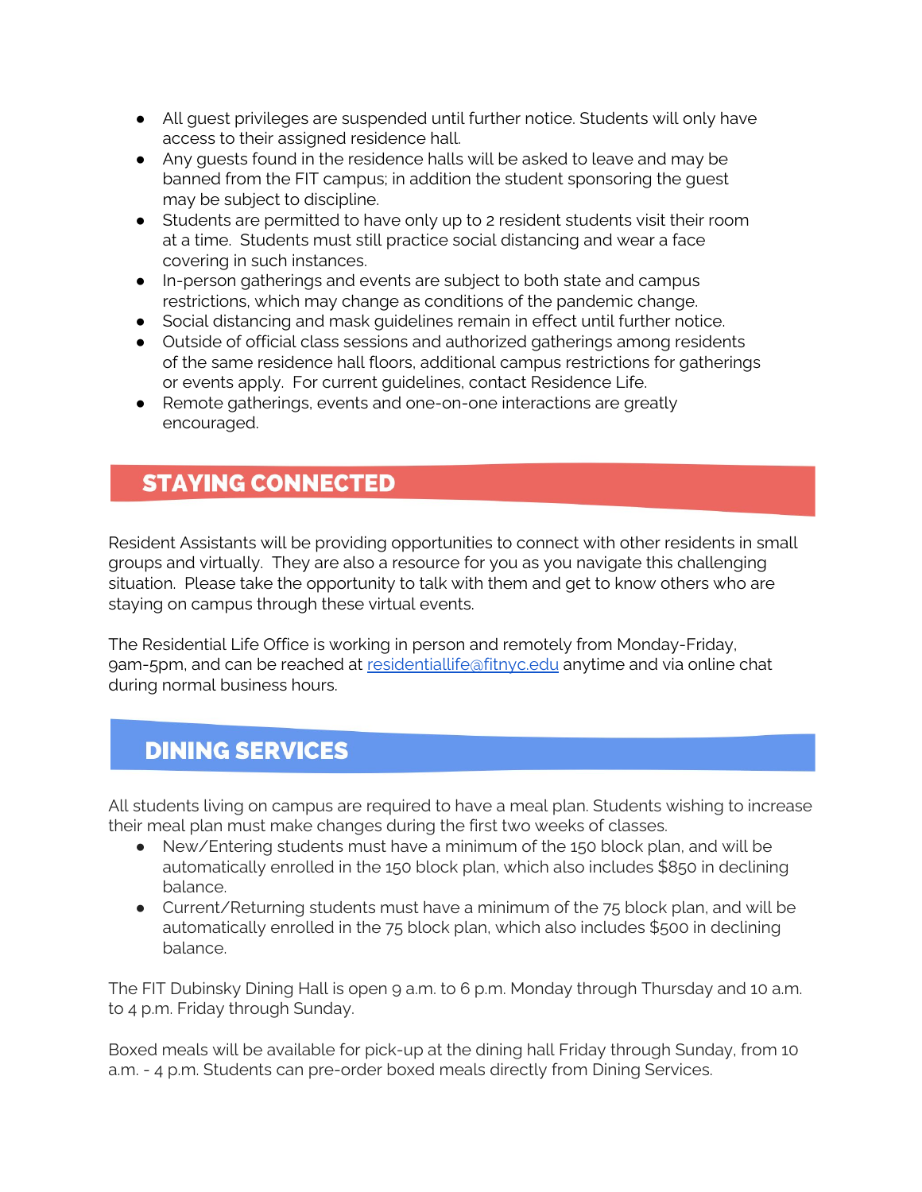- All guest privileges are suspended until further notice. Students will only have access to their assigned residence hall.
- Any guests found in the residence halls will be asked to leave and may be banned from the FIT campus; in addition the student sponsoring the guest may be subject to discipline.
- Students are permitted to have only up to 2 resident students visit their room at a time. Students must still practice social distancing and wear a face covering in such instances.
- In-person gatherings and events are subject to both state and campus restrictions, which may change as conditions of the pandemic change.
- Social distancing and mask guidelines remain in effect until further notice.
- Outside of official class sessions and authorized gatherings among residents of the same residence hall floors, additional campus restrictions for gatherings or events apply. For current guidelines, contact Residence Life.
- Remote gatherings, events and one-on-one interactions are greatly encouraged.

## STAYING CONNECTED

Resident Assistants will be providing opportunities to connect with other residents in small groups and virtually. They are also a resource for you as you navigate this challenging situation. Please take the opportunity to talk with them and get to know others who are staying on campus through these virtual events.

The Residential Life Office is working in person and remotely from Monday-Friday, 9am-5pm, and can be reached at [residentiallife@fitnyc.edu](mailto:residentiallife@fitnyc.edu) anytime and via online chat during normal business hours.

## DINING SERVICES

All students living on campus are required to have a meal plan. Students wishing to increase their meal plan must make changes during the first two weeks of classes.

- New/Entering students must have a minimum of the 150 block plan, and will be automatically enrolled in the 150 block plan, which also includes $850 in declining balance.
- Current/Returning students must have a minimum of the 75 block plan, and will be automatically enrolled in the 75 block plan, which also includes $500 in declining balance.

The FIT Dubinsky Dining Hall is open 9 a.m. to 6 p.m. Monday through Thursday and 10 a.m. to 4 p.m. Friday through Sunday.

Boxed meals will be available for pick-up at the dining hall Friday through Sunday, from 10 a.m. - 4 p.m. Students can pre-order boxed meals directly from Dining Services.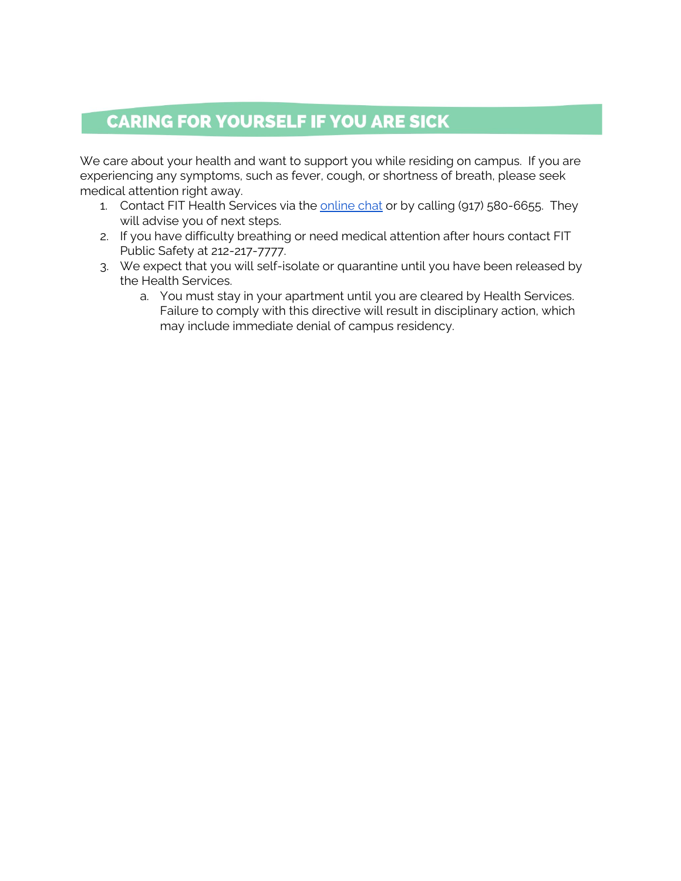## CARING FOR YOURSELF IF YOU ARE SICK

We care about your health and want to support you while residing on campus. If you are experiencing any symptoms, such as fever, cough, or shortness of breath, please seek medical attention right away.

1. Contact FIT Health Services via the online chat or by calling (917) 580-6655. They will advise you of next steps.
2. If you have difficulty breathing or need medical attention after hours contact FIT Public Safety at 212-217-7777.
3. We expect that you will self-isolate or quarantine until you have been released by the Health Services.
   a. You must stay in your apartment until you are cleared by Health Services. Failure to comply with this directive will result in disciplinary action, which may include immediate denial of campus residency.